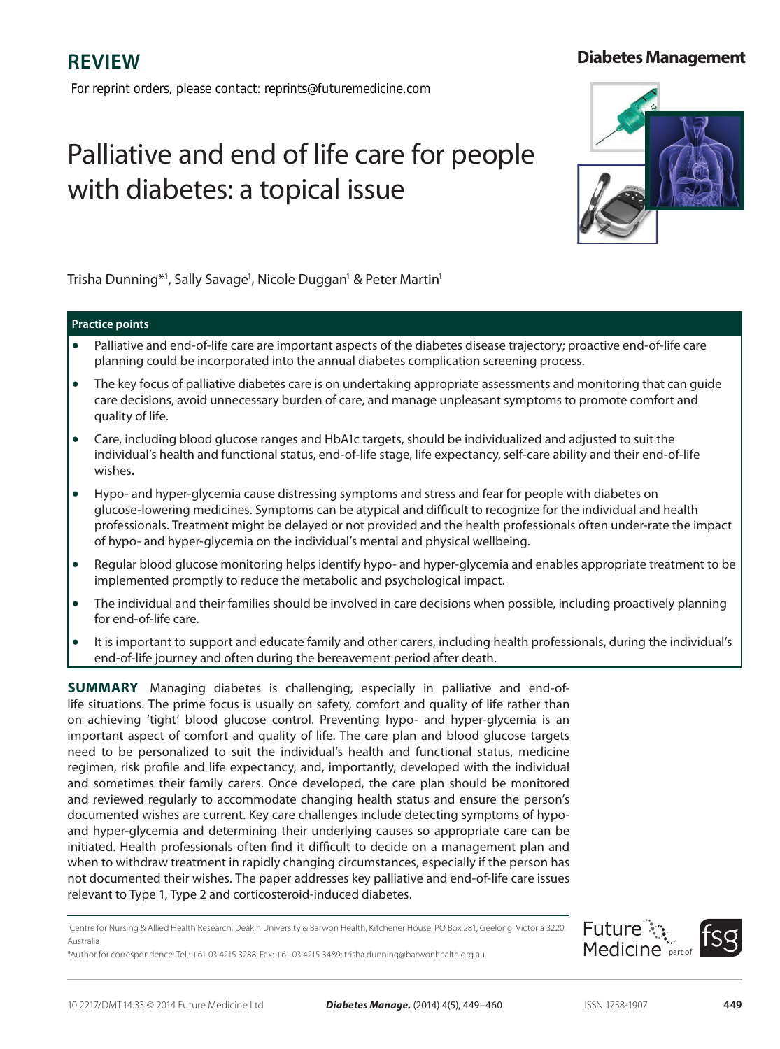REVIEW

For reprint orders, please contact: reprints@futuremedicine.com

# Palliative and end of life care for people with diabetes: a topical issue

Trisha Dunning*[1], Sally Savage[1], Nicole Duggan[1] & Peter Martin[1]

### Practice points

- Palliative and end-of-life care are important aspects of the diabetes disease trajectory; proactive end-of-life care planning could be incorporated into the annual diabetes complication screening process.
- The key focus of palliative diabetes care is on undertaking appropriate assessments and monitoring that can guide care decisions, avoid unnecessary burden of care, and manage unpleasant symptoms to promote comfort and quality of life.
- Care, including blood glucose ranges and HbA1c targets, should be individualized and adjusted to suit the individual's health and functional status, end-of-life stage, life expectancy, self-care ability and their end-of-life wishes.
- Hypo- and hyper-glycemia cause distressing symptoms and stress and fear for people with diabetes on glucose-lowering medicines. Symptoms can be atypical and difficult to recognize for the individual and health professionals. Treatment might be delayed or not provided and the health professionals often under-rate the impact of hypo- and hyper-glycemia on the individual's mental and physical wellbeing.
- Regular blood glucose monitoring helps identify hypo- and hyper-glycemia and enables appropriate treatment to be implemented promptly to reduce the metabolic and psychological impact.
- The individual and their families should be involved in care decisions when possible, including proactively planning for end-of-life care.
- It is important to support and educate family and other carers, including health professionals, during the individual's end-of-life journey and often during the bereavement period after death.

**SUMMARY** Managing diabetes is challenging, especially in palliative and end-of-life situations. The prime focus is usually on safety, comfort and quality of life rather than on achieving 'tight' blood glucose control. Preventing hypo- and hyper-glycemia is an important aspect of comfort and quality of life. The care plan and blood glucose targets need to be personalized to suit the individual's health and functional status, medicine regimen, risk profile and life expectancy, and, importantly, developed with the individual and sometimes their family carers. Once developed, the care plan should be monitored and reviewed regularly to accommodate changing health status and ensure the person's documented wishes are current. Key care challenges include detecting symptoms of hypo- and hyper-glycemia and determining their underlying causes so appropriate care can be initiated. Health professionals often find it difficult to decide on a management plan and when to withdraw treatment in rapidly changing circumstances, especially if the person has not documented their wishes. The paper addresses key palliative and end-of-life care issues relevant to Type 1, Type 2 and corticosteroid-induced diabetes.

[1]Centre for Nursing & Allied Health Research, Deakin University & Barwon Health, Kitchener House, PO Box 281, Geelong, Victoria 3220, Australia

*Author for correspondence: Tel.: +61 03 4215 3288; Fax: +61 03 4215 3489; trisha.dunning@barwonhealth.org.au

10.2217/DMT.14.33 © 2014 Future Medicine Ltd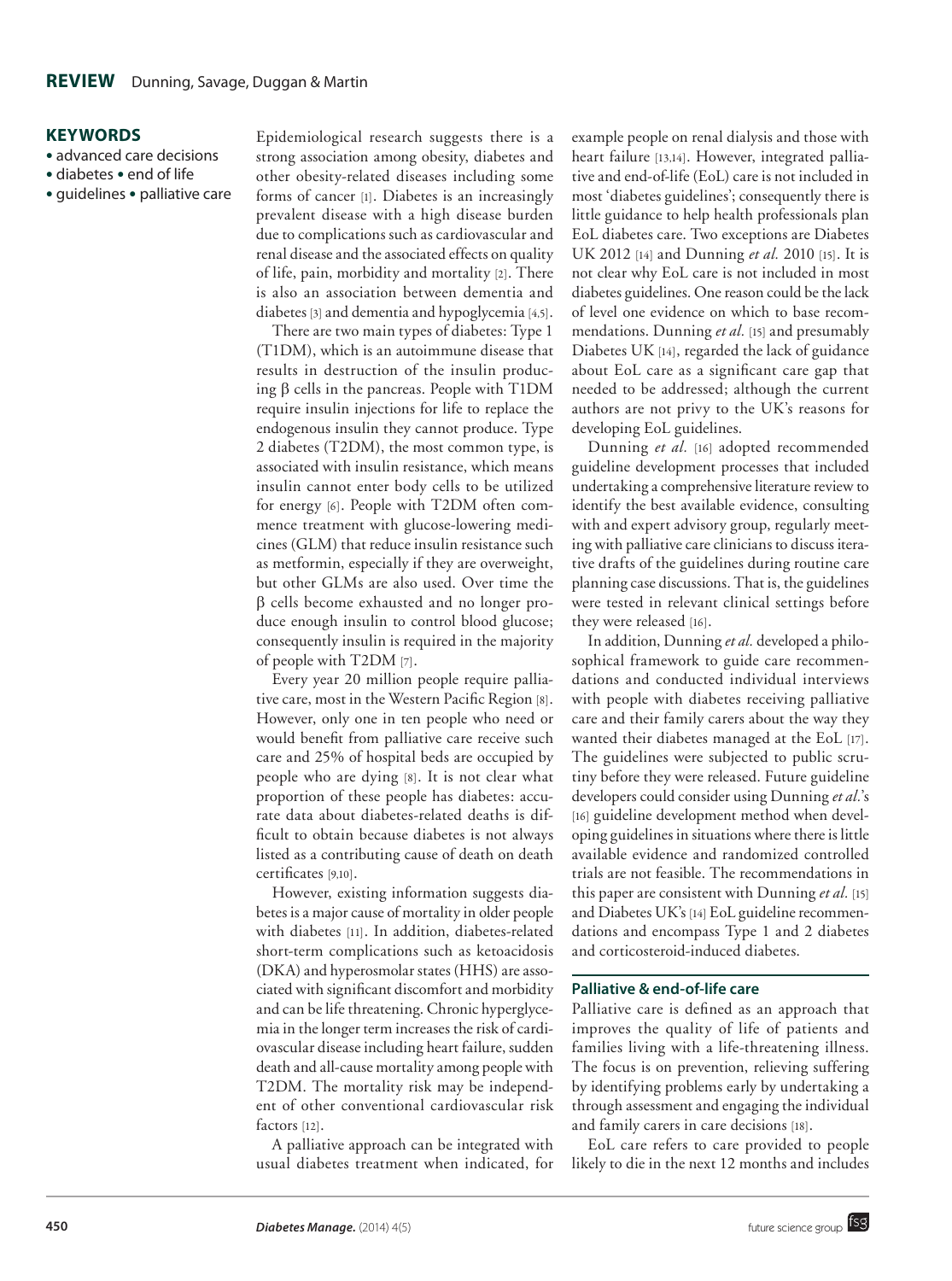**KEYWORDS**

- advanced care decisions
- diabetes • end of life
- guidelines • palliative care

Epidemiological research suggests there is a strong association among obesity, diabetes and other obesity-related diseases including some forms of cancer [1]. Diabetes is an increasingly prevalent disease with a high disease burden due to complications such as cardiovascular and renal disease and the associated effects on quality of life, pain, morbidity and mortality [2]. There is also an association between dementia and diabetes [3] and dementia and hypoglycemia [4,5].

There are two main types of diabetes: Type 1 (T1DM), which is an autoimmune disease that results in destruction of the insulin producing β cells in the pancreas. People with T1DM require insulin injections for life to replace the endogenous insulin they cannot produce. Type 2 diabetes (T2DM), the most common type, is associated with insulin resistance, which means insulin cannot enter body cells to be utilized for energy [6]. People with T2DM often commence treatment with glucose-lowering medicines (GLM) that reduce insulin resistance such as metformin, especially if they are overweight, but other GLMs are also used. Over time the β cells become exhausted and no longer produce enough insulin to control blood glucose; consequently insulin is required in the majority of people with T2DM [7].

Every year 20 million people require palliative care, most in the Western Pacific Region [8]. However, only one in ten people who need or would benefit from palliative care receive such care and 25% of hospital beds are occupied by people who are dying [8]. It is not clear what proportion of these people has diabetes: accurate data about diabetes-related deaths is difficult to obtain because diabetes is not always listed as a contributing cause of death on death certificates [9,10].

However, existing information suggests diabetes is a major cause of mortality in older people with diabetes [11]. In addition, diabetes-related short-term complications such as ketoacidosis (DKA) and hyperosmolar states (HHS) are associated with significant discomfort and morbidity and can be life threatening. Chronic hyperglycemia in the longer term increases the risk of cardiovascular disease including heart failure, sudden death and all-cause mortality among people with T2DM. The mortality risk may be independent of other conventional cardiovascular risk factors [12].

A palliative approach can be integrated with usual diabetes treatment when indicated, for example people on renal dialysis and those with heart failure [13,14]. However, integrated palliative and end-of-life (EoL) care is not included in most 'diabetes guidelines'; consequently there is little guidance to help health professionals plan EoL diabetes care. Two exceptions are Diabetes UK 2012 [14] and Dunning *et al.* 2010 [15]. It is not clear why EoL care is not included in most diabetes guidelines. One reason could be the lack of level one evidence on which to base recommendations. Dunning *et al.* [15] and presumably Diabetes UK [14], regarded the lack of guidance about EoL care as a significant care gap that needed to be addressed; although the current authors are not privy to the UK's reasons for developing EoL guidelines.

Dunning *et al.* [16] adopted recommended guideline development processes that included undertaking a comprehensive literature review to identify the best available evidence, consulting with and expert advisory group, regularly meeting with palliative care clinicians to discuss iterative drafts of the guidelines during routine care planning case discussions. That is, the guidelines were tested in relevant clinical settings before they were released [16].

In addition, Dunning *et al.* developed a philosophical framework to guide care recommendations and conducted individual interviews with people with diabetes receiving palliative care and their family carers about the way they wanted their diabetes managed at the EoL [17]. The guidelines were subjected to public scrutiny before they were released. Future guideline developers could consider using Dunning *et al.*'s [16] guideline development method when developing guidelines in situations where there is little available evidence and randomized controlled trials are not feasible. The recommendations in this paper are consistent with Dunning *et al.* [15] and Diabetes UK's [14] EoL guideline recommendations and encompass Type 1 and 2 diabetes and corticosteroid-induced diabetes.

## Palliative & end-of-life care

Palliative care is defined as an approach that improves the quality of life of patients and families living with a life-threatening illness. The focus is on prevention, relieving suffering by identifying problems early by undertaking a through assessment and engaging the individual and family carers in care decisions [18].

EoL care refers to care provided to people likely to die in the next 12 months and includes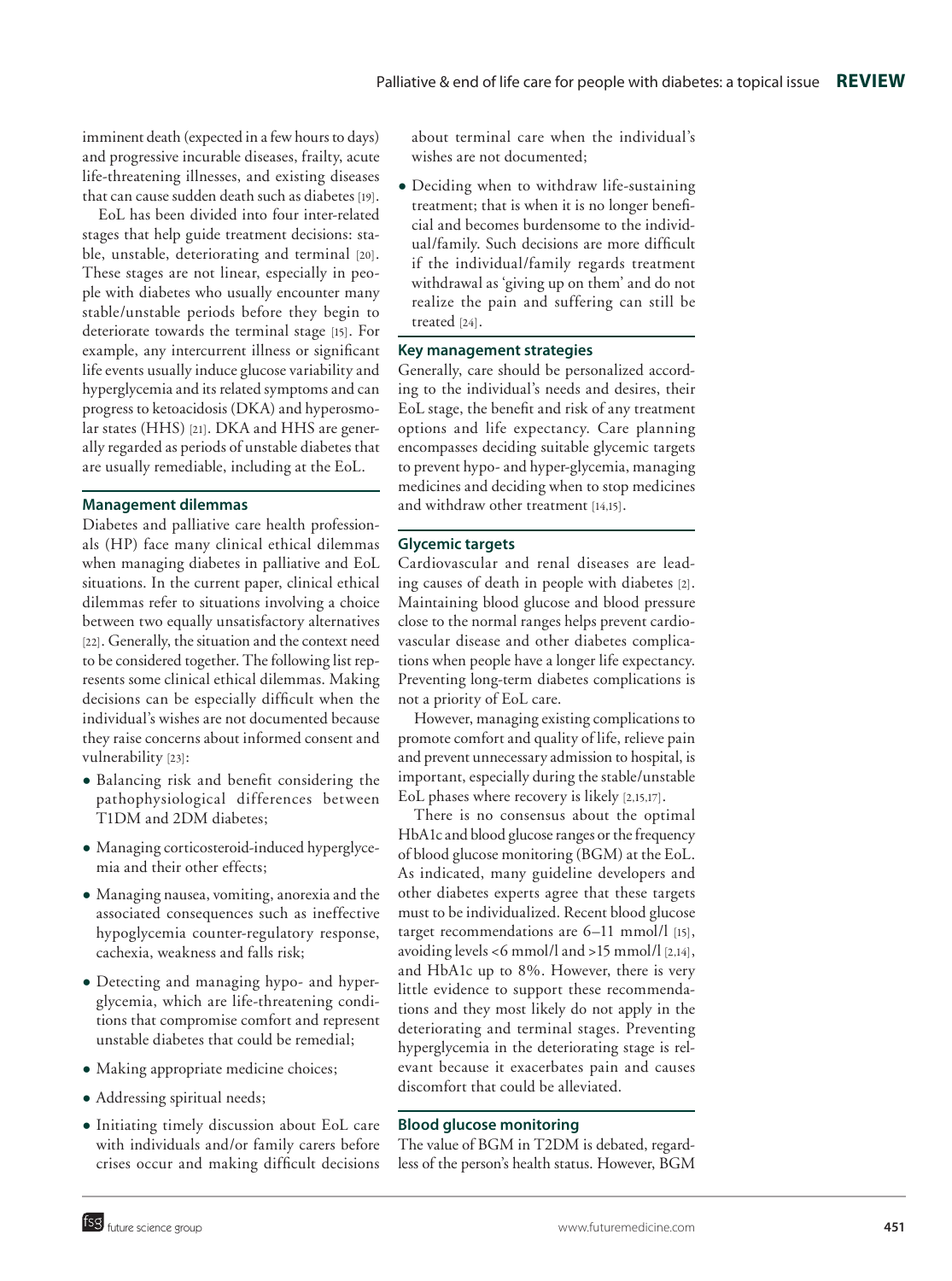imminent death (expected in a few hours to days) and progressive incurable diseases, frailty, acute life-threatening illnesses, and existing diseases that can cause sudden death such as diabetes [19].

EoL has been divided into four inter-related stages that help guide treatment decisions: stable, unstable, deteriorating and terminal [20]. These stages are not linear, especially in people with diabetes who usually encounter many stable/unstable periods before they begin to deteriorate towards the terminal stage [15]. For example, any intercurrent illness or significant life events usually induce glucose variability and hyperglycemia and its related symptoms and can progress to ketoacidosis (DKA) and hyperosmolar states (HHS) [21]. DKA and HHS are generally regarded as periods of unstable diabetes that are usually remediable, including at the EoL.

## Management dilemmas

Diabetes and palliative care health professionals (HP) face many clinical ethical dilemmas when managing diabetes in palliative and EoL situations. In the current paper, clinical ethical dilemmas refer to situations involving a choice between two equally unsatisfactory alternatives [22]. Generally, the situation and the context need to be considered together. The following list represents some clinical ethical dilemmas. Making decisions can be especially difficult when the individual's wishes are not documented because they raise concerns about informed consent and vulnerability [23]:

- Balancing risk and benefit considering the pathophysiological differences between T1DM and 2DM diabetes;
- Managing corticosteroid-induced hyperglycemia and their other effects;
- Managing nausea, vomiting, anorexia and the associated consequences such as ineffective hypoglycemia counter-regulatory response, cachexia, weakness and falls risk;
- Detecting and managing hypo- and hyperglycemia, which are life-threatening conditions that compromise comfort and represent unstable diabetes that could be remedial;
- Making appropriate medicine choices;
- Addressing spiritual needs;
- Initiating timely discussion about EoL care with individuals and/or family carers before crises occur and making difficult decisions about terminal care when the individual's wishes are not documented;
- Deciding when to withdraw life-sustaining treatment; that is when it is no longer beneficial and becomes burdensome to the individual/family. Such decisions are more difficult if the individual/family regards treatment withdrawal as 'giving up on them' and do not realize the pain and suffering can still be treated [24].

## Key management strategies

Generally, care should be personalized according to the individual's needs and desires, their EoL stage, the benefit and risk of any treatment options and life expectancy. Care planning encompasses deciding suitable glycemic targets to prevent hypo- and hyper-glycemia, managing medicines and deciding when to stop medicines and withdraw other treatment [14,15].

## Glycemic targets

Cardiovascular and renal diseases are leading causes of death in people with diabetes [2]. Maintaining blood glucose and blood pressure close to the normal ranges helps prevent cardiovascular disease and other diabetes complications when people have a longer life expectancy. Preventing long-term diabetes complications is not a priority of EoL care.

However, managing existing complications to promote comfort and quality of life, relieve pain and prevent unnecessary admission to hospital, is important, especially during the stable/unstable EoL phases where recovery is likely [2,15,17].

There is no consensus about the optimal HbA1c and blood glucose ranges or the frequency of blood glucose monitoring (BGM) at the EoL. As indicated, many guideline developers and other diabetes experts agree that these targets must to be individualized. Recent blood glucose target recommendations are 6–11 mmol/l [15], avoiding levels <6 mmol/l and >15 mmol/l [2,14], and HbA1c up to 8%. However, there is very little evidence to support these recommendations and they most likely do not apply in the deteriorating and terminal stages. Preventing hyperglycemia in the deteriorating stage is relevant because it exacerbates pain and causes discomfort that could be alleviated.

## Blood glucose monitoring

The value of BGM in T2DM is debated, regardless of the person's health status. However, BGM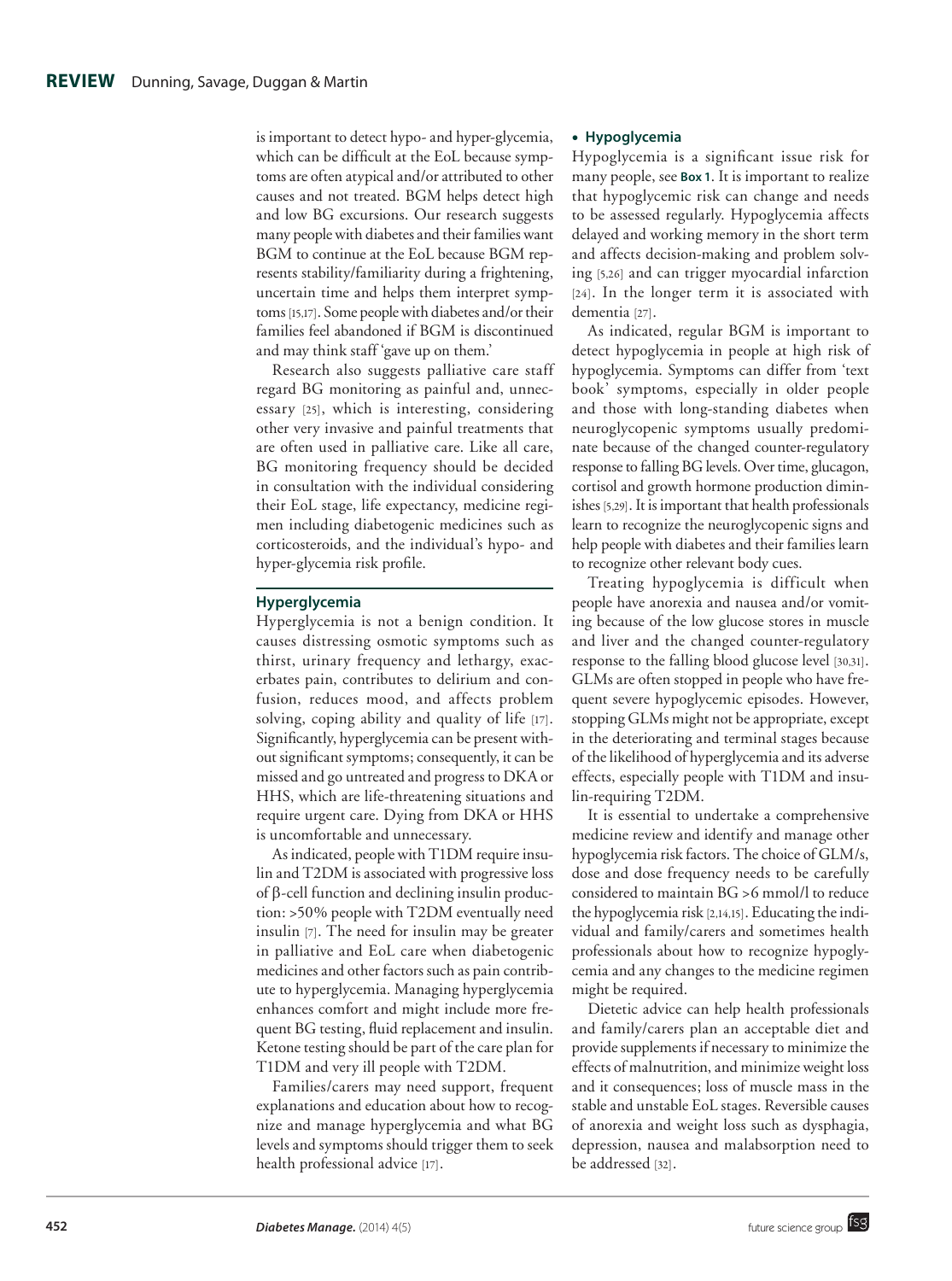is important to detect hypo- and hyper-glycemia, which can be difficult at the EoL because symptoms are often atypical and/or attributed to other causes and not treated. BGM helps detect high and low BG excursions. Our research suggests many people with diabetes and their families want BGM to continue at the EoL because BGM represents stability/familiarity during a frightening, uncertain time and helps them interpret symptoms [15,17]. Some people with diabetes and/or their families feel abandoned if BGM is discontinued and may think staff 'gave up on them.'

Research also suggests palliative care staff regard BG monitoring as painful and, unnecessary [25], which is interesting, considering other very invasive and painful treatments that are often used in palliative care. Like all care, BG monitoring frequency should be decided in consultation with the individual considering their EoL stage, life expectancy, medicine regimen including diabetogenic medicines such as corticosteroids, and the individual's hypo- and hyper-glycemia risk profile.

## Hyperglycemia

Hyperglycemia is not a benign condition. It causes distressing osmotic symptoms such as thirst, urinary frequency and lethargy, exacerbates pain, contributes to delirium and confusion, reduces mood, and affects problem solving, coping ability and quality of life [17]. Significantly, hyperglycemia can be present without significant symptoms; consequently, it can be missed and go untreated and progress to DKA or HHS, which are life-threatening situations and require urgent care. Dying from DKA or HHS is uncomfortable and unnecessary.

As indicated, people with T1DM require insulin and T2DM is associated with progressive loss of β-cell function and declining insulin production: >50% people with T2DM eventually need insulin [7]. The need for insulin may be greater in palliative and EoL care when diabetogenic medicines and other factors such as pain contribute to hyperglycemia. Managing hyperglycemia enhances comfort and might include more frequent BG testing, fluid replacement and insulin. Ketone testing should be part of the care plan for T1DM and very ill people with T2DM.

Families/carers may need support, frequent explanations and education about how to recognize and manage hyperglycemia and what BG levels and symptoms should trigger them to seek health professional advice [17].

- **Hypoglycemia**

Hypoglycemia is a significant issue risk for many people, see **Box 1**. It is important to realize that hypoglycemic risk can change and needs to be assessed regularly. Hypoglycemia affects delayed and working memory in the short term and affects decision-making and problem solving [5,26] and can trigger myocardial infarction [24]. In the longer term it is associated with dementia [27].

As indicated, regular BGM is important to detect hypoglycemia in people at high risk of hypoglycemia. Symptoms can differ from 'text book' symptoms, especially in older people and those with long-standing diabetes when neuroglycopenic symptoms usually predominate because of the changed counter-regulatory response to falling BG levels. Over time, glucagon, cortisol and growth hormone production diminishes [5,29]. It is important that health professionals learn to recognize the neuroglycopenic signs and help people with diabetes and their families learn to recognize other relevant body cues.

Treating hypoglycemia is difficult when people have anorexia and nausea and/or vomiting because of the low glucose stores in muscle and liver and the changed counter-regulatory response to the falling blood glucose level [30,31]. GLMs are often stopped in people who have frequent severe hypoglycemic episodes. However, stopping GLMs might not be appropriate, except in the deteriorating and terminal stages because of the likelihood of hyperglycemia and its adverse effects, especially people with T1DM and insulin-requiring T2DM.

It is essential to undertake a comprehensive medicine review and identify and manage other hypoglycemia risk factors. The choice of GLM/s, dose and dose frequency needs to be carefully considered to maintain BG >6 mmol/l to reduce the hypoglycemia risk [2,14,15]. Educating the individual and family/carers and sometimes health professionals about how to recognize hypoglycemia and any changes to the medicine regimen might be required.

Dietetic advice can help health professionals and family/carers plan an acceptable diet and provide supplements if necessary to minimize the effects of malnutrition, and minimize weight loss and it consequences; loss of muscle mass in the stable and unstable EoL stages. Reversible causes of anorexia and weight loss such as dysphagia, depression, nausea and malabsorption need to be addressed [32].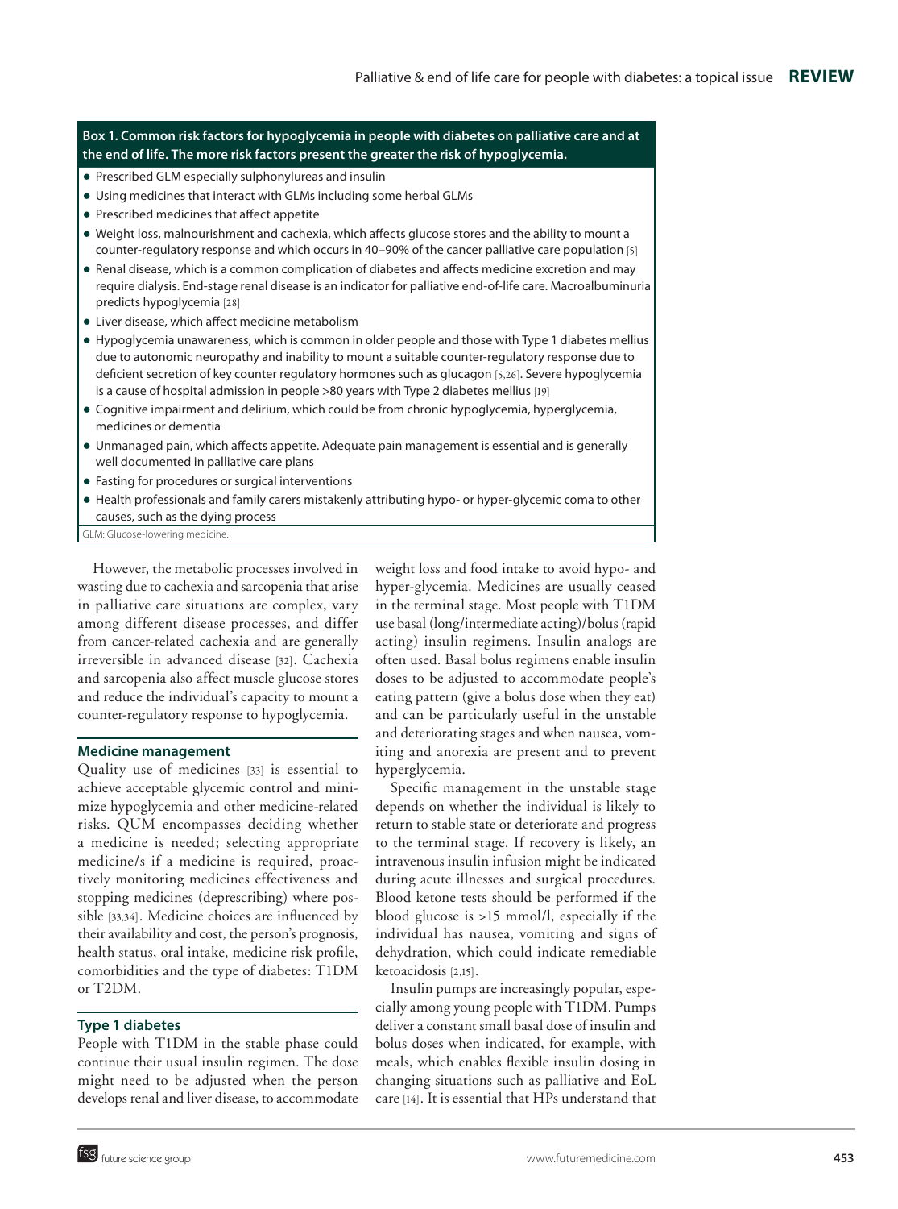**Box 1. Common risk factors for hypoglycemia in people with diabetes on palliative care and at the end of life. The more risk factors present the greater the risk of hypoglycemia.**

- Prescribed GLM especially sulphonylureas and insulin
- Using medicines that interact with GLMs including some herbal GLMs
- Prescribed medicines that affect appetite
- Weight loss, malnourishment and cachexia, which affects glucose stores and the ability to mount a counter-regulatory response and which occurs in 40–90% of the cancer palliative care population [5]
- Renal disease, which is a common complication of diabetes and affects medicine excretion and may require dialysis. End-stage renal disease is an indicator for palliative end-of-life care. Macroalbuminuria predicts hypoglycemia [28]
- Liver disease, which affect medicine metabolism
- Hypoglycemia unawareness, which is common in older people and those with Type 1 diabetes mellius due to autonomic neuropathy and inability to mount a suitable counter-regulatory response due to deficient secretion of key counter regulatory hormones such as glucagon [5,26]. Severe hypoglycemia is a cause of hospital admission in people >80 years with Type 2 diabetes mellius [19]
- Cognitive impairment and delirium, which could be from chronic hypoglycemia, hyperglycemia, medicines or dementia
- Unmanaged pain, which affects appetite. Adequate pain management is essential and is generally well documented in palliative care plans
- Fasting for procedures or surgical interventions
- Health professionals and family carers mistakenly attributing hypo- or hyper-glycemic coma to other causes, such as the dying process

GLM: Glucose-lowering medicine.

However, the metabolic processes involved in wasting due to cachexia and sarcopenia that arise in palliative care situations are complex, vary among different disease processes, and differ from cancer-related cachexia and are generally irreversible in advanced disease [32]. Cachexia and sarcopenia also affect muscle glucose stores and reduce the individual's capacity to mount a counter-regulatory response to hypoglycemia.

## Medicine management

Quality use of medicines [33] is essential to achieve acceptable glycemic control and minimize hypoglycemia and other medicine-related risks. QUM encompasses deciding whether a medicine is needed; selecting appropriate medicine/s if a medicine is required, proactively monitoring medicines effectiveness and stopping medicines (deprescribing) where possible [33,34]. Medicine choices are influenced by their availability and cost, the person's prognosis, health status, oral intake, medicine risk profile, comorbidities and the type of diabetes: T1DM or T2DM.

## Type 1 diabetes

People with T1DM in the stable phase could continue their usual insulin regimen. The dose might need to be adjusted when the person develops renal and liver disease, to accommodate weight loss and food intake to avoid hypo- and hyper-glycemia. Medicines are usually ceased in the terminal stage. Most people with T1DM use basal (long/intermediate acting)/bolus (rapid acting) insulin regimens. Insulin analogs are often used. Basal bolus regimens enable insulin doses to be adjusted to accommodate people's eating pattern (give a bolus dose when they eat) and can be particularly useful in the unstable and deteriorating stages and when nausea, vomiting and anorexia are present and to prevent hyperglycemia.

Specific management in the unstable stage depends on whether the individual is likely to return to stable state or deteriorate and progress to the terminal stage. If recovery is likely, an intravenous insulin infusion might be indicated during acute illnesses and surgical procedures. Blood ketone tests should be performed if the blood glucose is >15 mmol/l, especially if the individual has nausea, vomiting and signs of dehydration, which could indicate remediable ketoacidosis [2,15].

Insulin pumps are increasingly popular, especially among young people with T1DM. Pumps deliver a constant small basal dose of insulin and bolus doses when indicated, for example, with meals, which enables flexible insulin dosing in changing situations such as palliative and EoL care [14]. It is essential that HPs understand that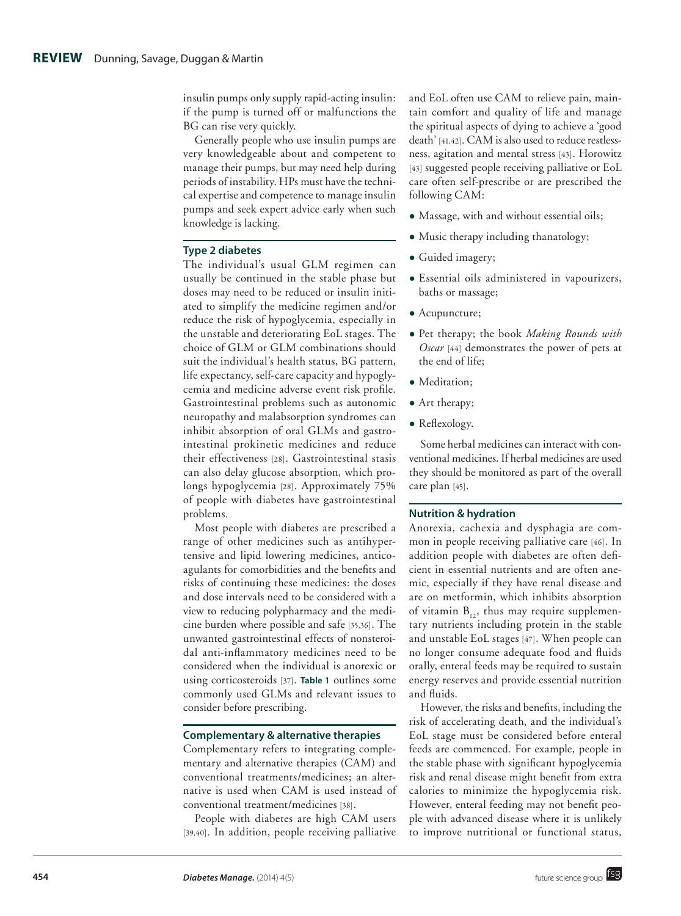insulin pumps only supply rapid-acting insulin: if the pump is turned off or malfunctions the BG can rise very quickly.

Generally people who use insulin pumps are very knowledgeable about and competent to manage their pumps, but may need help during periods of instability. HPs must have the technical expertise and competence to manage insulin pumps and seek expert advice early when such knowledge is lacking.

### Type 2 diabetes

The individual's usual GLM regimen can usually be continued in the stable phase but doses may need to be reduced or insulin initiated to simplify the medicine regimen and/or reduce the risk of hypoglycemia, especially in the unstable and deteriorating EoL stages. The choice of GLM or GLM combinations should suit the individual's health status, BG pattern, life expectancy, self-care capacity and hypoglycemia and medicine adverse event risk profile. Gastrointestinal problems such as autonomic neuropathy and malabsorption syndromes can inhibit absorption of oral GLMs and gastrointestinal prokinetic medicines and reduce their effectiveness [28]. Gastrointestinal stasis can also delay glucose absorption, which prolongs hypoglycemia [28]. Approximately 75% of people with diabetes have gastrointestinal problems.

Most people with diabetes are prescribed a range of other medicines such as antihypertensive and lipid lowering medicines, anticoagulants for comorbidities and the benefits and risks of continuing these medicines: the doses and dose intervals need to be considered with a view to reducing polypharmacy and the medicine burden where possible and safe [35,36]. The unwanted gastrointestinal effects of nonsteroidal anti-inflammatory medicines need to be considered when the individual is anorexic or using corticosteroids [37]. **Table 1** outlines some commonly used GLMs and relevant issues to consider before prescribing.

### Complementary & alternative therapies

Complementary refers to integrating complementary and alternative therapies (CAM) and conventional treatments/medicines; an alternative is used when CAM is used instead of conventional treatment/medicines [38].

People with diabetes are high CAM users [39,40]. In addition, people receiving palliative and EoL often use CAM to relieve pain, maintain comfort and quality of life and manage the spiritual aspects of dying to achieve a 'good death' [41,42]. CAM is also used to reduce restlessness, agitation and mental stress [43]. Horowitz [43] suggested people receiving palliative or EoL care often self-prescribe or are prescribed the following CAM:

- Massage, with and without essential oils;
- Music therapy including thanatology;
- Guided imagery;
- Essential oils administered in vapourizers, baths or massage;
- Acupuncture;
- Pet therapy; the book *Making Rounds with Oscar* [44] demonstrates the power of pets at the end of life;
- Meditation;
- Art therapy;
- Reflexology.

Some herbal medicines can interact with conventional medicines. If herbal medicines are used they should be monitored as part of the overall care plan [45].

### Nutrition & hydration

Anorexia, cachexia and dysphagia are common in people receiving palliative care [46]. In addition people with diabetes are often deficient in essential nutrients and are often anemic, especially if they have renal disease and are on metformin, which inhibits absorption of vitamin $B_{12}$, thus may require supplementary nutrients including protein in the stable and unstable EoL stages [47]. When people can no longer consume adequate food and fluids orally, enteral feeds may be required to sustain energy reserves and provide essential nutrition and fluids.

However, the risks and benefits, including the risk of accelerating death, and the individual's EoL stage must be considered before enteral feeds are commenced. For example, people in the stable phase with significant hypoglycemia risk and renal disease might benefit from extra calories to minimize the hypoglycemia risk. However, enteral feeding may not benefit people with advanced disease where it is unlikely to improve nutritional or functional status,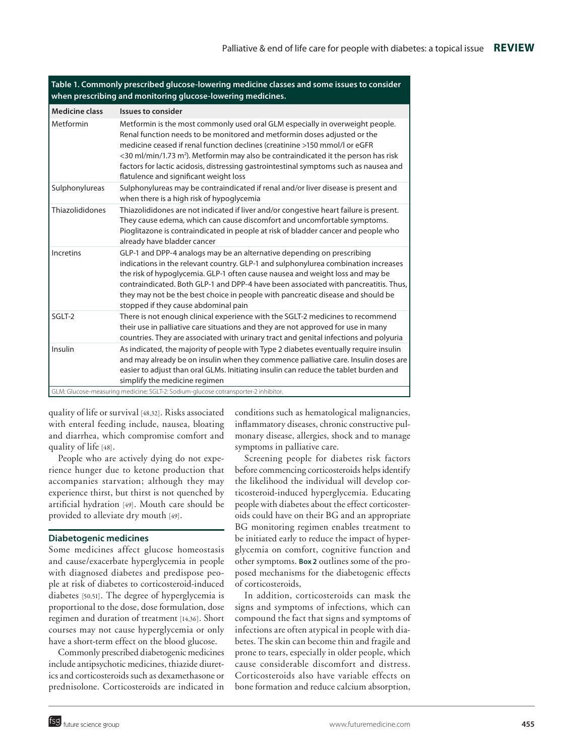**Table 1. Commonly prescribed glucose-lowering medicine classes and some issues to consider when prescribing and monitoring glucose-lowering medicines.**

| Medicine class | Issues to consider |
|---|---|
| Metformin | Metformin is the most commonly used oral GLM especially in overweight people. Renal function needs to be monitored and metformin doses adjusted or the medicine ceased if renal function declines (creatinine >150 mmol/l or eGFR <30 ml/min/1.73 m$^2$). Metformin may also be contraindicated it the person has risk factors for lactic acidosis, distressing gastrointestinal symptoms such as nausea and flatulence and significant weight loss |
| Sulphonylureas | Sulphonylureas may be contraindicated if renal and/or liver disease is present and when there is a high risk of hypoglycemia |
| Thiazolididones | Thiazolididones are not indicated if liver and/or congestive heart failure is present. They cause edema, which can cause discomfort and uncomfortable symptoms. Pioglitazone is contraindicated in people at risk of bladder cancer and people who already have bladder cancer |
| Incretins | GLP-1 and DPP-4 analogs may be an alternative depending on prescribing indications in the relevant country. GLP-1 and sulphonylurea combination increases the risk of hypoglycemia. GLP-1 often cause nausea and weight loss and may be contraindicated. Both GLP-1 and DPP-4 have been associated with pancreatitis. Thus, they may not be the best choice in people with pancreatic disease and should be stopped if they cause abdominal pain |
| SGLT-2 | There is not enough clinical experience with the SGLT-2 medicines to recommend their use in palliative care situations and they are not approved for use in many countries. They are associated with urinary tract and genital infections and polyuria |
| Insulin | As indicated, the majority of people with Type 2 diabetes eventually require insulin and may already be on insulin when they commence palliative care. Insulin doses are easier to adjust than oral GLMs. Initiating insulin can reduce the tablet burden and simplify the medicine regimen |

GLM: Glucose-measuring medicine; SGLT-2: Sodium-glucose cotransporter-2 inhibitor.

quality of life or survival [48,32]. Risks associated with enteral feeding include, nausea, bloating and diarrhea, which compromise comfort and quality of life [48].

People who are actively dying do not experience hunger due to ketone production that accompanies starvation; although they may experience thirst, but thirst is not quenched by artificial hydration [49]. Mouth care should be provided to alleviate dry mouth [49].

## Diabetogenic medicines

Some medicines affect glucose homeostasis and cause/exacerbate hyperglycemia in people with diagnosed diabetes and predispose people at risk of diabetes to corticosteroid-induced diabetes [50,51]. The degree of hyperglycemia is proportional to the dose, dose formulation, dose regimen and duration of treatment [14,36]. Short courses may not cause hyperglycemia or only have a short-term effect on the blood glucose.

Commonly prescribed diabetogenic medicines include antipsychotic medicines, thiazide diuretics and corticosteroids such as dexamethasone or prednisolone. Corticosteroids are indicated in conditions such as hematological malignancies, inflammatory diseases, chronic constructive pulmonary disease, allergies, shock and to manage symptoms in palliative care.

Screening people for diabetes risk factors before commencing corticosteroids helps identify the likelihood the individual will develop corticosteroid-induced hyperglycemia. Educating people with diabetes about the effect corticosteroids could have on their BG and an appropriate BG monitoring regimen enables treatment to be initiated early to reduce the impact of hyperglycemia on comfort, cognitive function and other symptoms. **Box 2** outlines some of the proposed mechanisms for the diabetogenic effects of corticosteroids,

In addition, corticosteroids can mask the signs and symptoms of infections, which can compound the fact that signs and symptoms of infections are often atypical in people with diabetes. The skin can become thin and fragile and prone to tears, especially in older people, which cause considerable discomfort and distress. Corticosteroids also have variable effects on bone formation and reduce calcium absorption,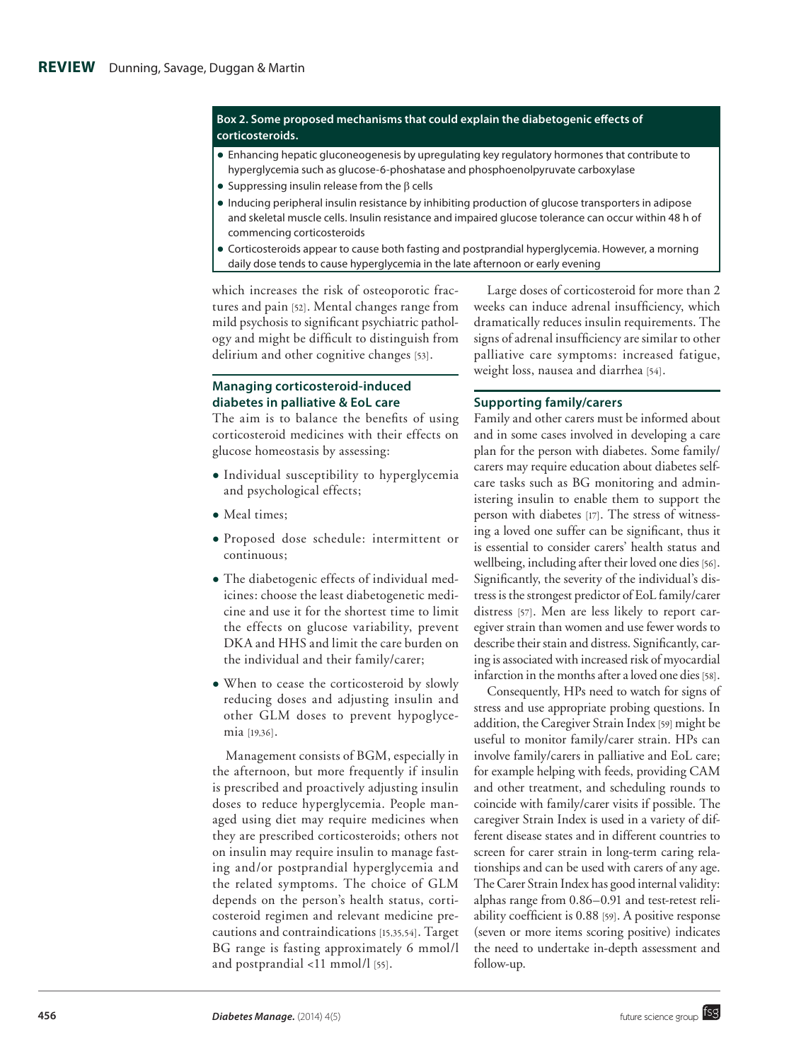**Box 2. Some proposed mechanisms that could explain the diabetogenic effects of corticosteroids.**

- Enhancing hepatic gluconeogenesis by upregulating key regulatory hormones that contribute to hyperglycemia such as glucose-6-phoshatase and phosphoenolpyruvate carboxylase
- Suppressing insulin release from the β cells
- Inducing peripheral insulin resistance by inhibiting production of glucose transporters in adipose and skeletal muscle cells. Insulin resistance and impaired glucose tolerance can occur within 48 h of commencing corticosteroids
- Corticosteroids appear to cause both fasting and postprandial hyperglycemia. However, a morning daily dose tends to cause hyperglycemia in the late afternoon or early evening

which increases the risk of osteoporotic fractures and pain [52]. Mental changes range from mild psychosis to significant psychiatric pathology and might be difficult to distinguish from delirium and other cognitive changes [53].

### Managing corticosteroid-induced diabetes in palliative & EoL care

The aim is to balance the benefits of using corticosteroid medicines with their effects on glucose homeostasis by assessing:

- Individual susceptibility to hyperglycemia and psychological effects;
- Meal times;
- Proposed dose schedule: intermittent or continuous;
- The diabetogenic effects of individual medicines: choose the least diabetogenetic medicine and use it for the shortest time to limit the effects on glucose variability, prevent DKA and HHS and limit the care burden on the individual and their family/carer;
- When to cease the corticosteroid by slowly reducing doses and adjusting insulin and other GLM doses to prevent hypoglycemia [19,36].

Management consists of BGM, especially in the afternoon, but more frequently if insulin is prescribed and proactively adjusting insulin doses to reduce hyperglycemia. People managed using diet may require medicines when they are prescribed corticosteroids; others not on insulin may require insulin to manage fasting and/or postprandial hyperglycemia and the related symptoms. The choice of GLM depends on the person's health status, corticosteroid regimen and relevant medicine precautions and contraindications [15,35,54]. Target BG range is fasting approximately 6 mmol/l and postprandial <11 mmol/l [55].

Large doses of corticosteroid for more than 2 weeks can induce adrenal insufficiency, which dramatically reduces insulin requirements. The signs of adrenal insufficiency are similar to other palliative care symptoms: increased fatigue, weight loss, nausea and diarrhea [54].

### Supporting family/carers

Family and other carers must be informed about and in some cases involved in developing a care plan for the person with diabetes. Some family/carers may require education about diabetes self-care tasks such as BG monitoring and administering insulin to enable them to support the person with diabetes [17]. The stress of witnessing a loved one suffer can be significant, thus it is essential to consider carers' health status and wellbeing, including after their loved one dies [56]. Significantly, the severity of the individual's distress is the strongest predictor of EoL family/carer distress [57]. Men are less likely to report caregiver strain than women and use fewer words to describe their stain and distress. Significantly, caring is associated with increased risk of myocardial infarction in the months after a loved one dies [58].

Consequently, HPs need to watch for signs of stress and use appropriate probing questions. In addition, the Caregiver Strain Index [59] might be useful to monitor family/carer strain. HPs can involve family/carers in palliative and EoL care; for example helping with feeds, providing CAM and other treatment, and scheduling rounds to coincide with family/carer visits if possible. The caregiver Strain Index is used in a variety of different disease states and in different countries to screen for carer strain in long-term caring relationships and can be used with carers of any age. The Carer Strain Index has good internal validity: alphas range from 0.86–0.91 and test-retest reliability coefficient is 0.88 [59]. A positive response (seven or more items scoring positive) indicates the need to undertake in-depth assessment and follow-up.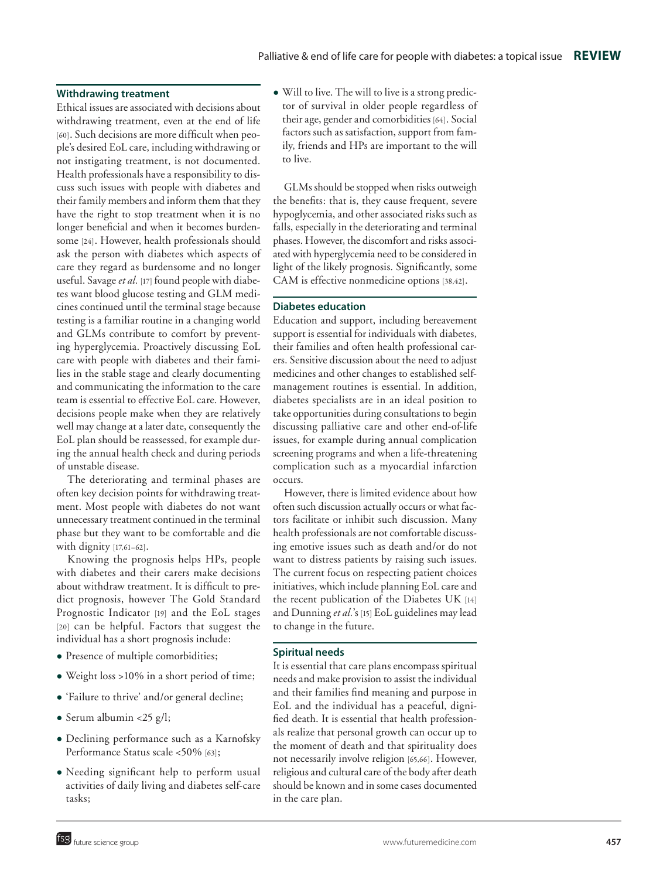### Withdrawing treatment

Ethical issues are associated with decisions about withdrawing treatment, even at the end of life [60]. Such decisions are more difficult when people's desired EoL care, including withdrawing or not instigating treatment, is not documented. Health professionals have a responsibility to discuss such issues with people with diabetes and their family members and inform them that they have the right to stop treatment when it is no longer beneficial and when it becomes burdensome [24]. However, health professionals should ask the person with diabetes which aspects of care they regard as burdensome and no longer useful. Savage *et al.* [17] found people with diabetes want blood glucose testing and GLM medicines continued until the terminal stage because testing is a familiar routine in a changing world and GLMs contribute to comfort by preventing hyperglycemia. Proactively discussing EoL care with people with diabetes and their families in the stable stage and clearly documenting and communicating the information to the care team is essential to effective EoL care. However, decisions people make when they are relatively well may change at a later date, consequently the EoL plan should be reassessed, for example during the annual health check and during periods of unstable disease.

The deteriorating and terminal phases are often key decision points for withdrawing treatment. Most people with diabetes do not want unnecessary treatment continued in the terminal phase but they want to be comfortable and die with dignity [17,61–62].

Knowing the prognosis helps HPs, people with diabetes and their carers make decisions about withdraw treatment. It is difficult to predict prognosis, however The Gold Standard Prognostic Indicator [19] and the EoL stages [20] can be helpful. Factors that suggest the individual has a short prognosis include:

- Presence of multiple comorbidities;
- Weight loss >10% in a short period of time;
- 'Failure to thrive' and/or general decline;
- Serum albumin <25 g/l;
- Declining performance such as a Karnofsky Performance Status scale <50% [63];
- Needing significant help to perform usual activities of daily living and diabetes self-care tasks;
- Will to live. The will to live is a strong predictor of survival in older people regardless of their age, gender and comorbidities [64]. Social factors such as satisfaction, support from family, friends and HPs are important to the will to live.

GLMs should be stopped when risks outweigh the benefits: that is, they cause frequent, severe hypoglycemia, and other associated risks such as falls, especially in the deteriorating and terminal phases. However, the discomfort and risks associated with hyperglycemia need to be considered in light of the likely prognosis. Significantly, some CAM is effective nonmedicine options [38,42].

### Diabetes education

Education and support, including bereavement support is essential for individuals with diabetes, their families and often health professional carers. Sensitive discussion about the need to adjust medicines and other changes to established self-management routines is essential. In addition, diabetes specialists are in an ideal position to take opportunities during consultations to begin discussing palliative care and other end-of-life issues, for example during annual complication screening programs and when a life-threatening complication such as a myocardial infarction occurs.

However, there is limited evidence about how often such discussion actually occurs or what factors facilitate or inhibit such discussion. Many health professionals are not comfortable discussing emotive issues such as death and/or do not want to distress patients by raising such issues. The current focus on respecting patient choices initiatives, which include planning EoL care and the recent publication of the Diabetes UK [14] and Dunning *et al.*'s [15] EoL guidelines may lead to change in the future.

### Spiritual needs

It is essential that care plans encompass spiritual needs and make provision to assist the individual and their families find meaning and purpose in EoL and the individual has a peaceful, dignified death. It is essential that health professionals realize that personal growth can occur up to the moment of death and that spirituality does not necessarily involve religion [65,66]. However, religious and cultural care of the body after death should be known and in some cases documented in the care plan.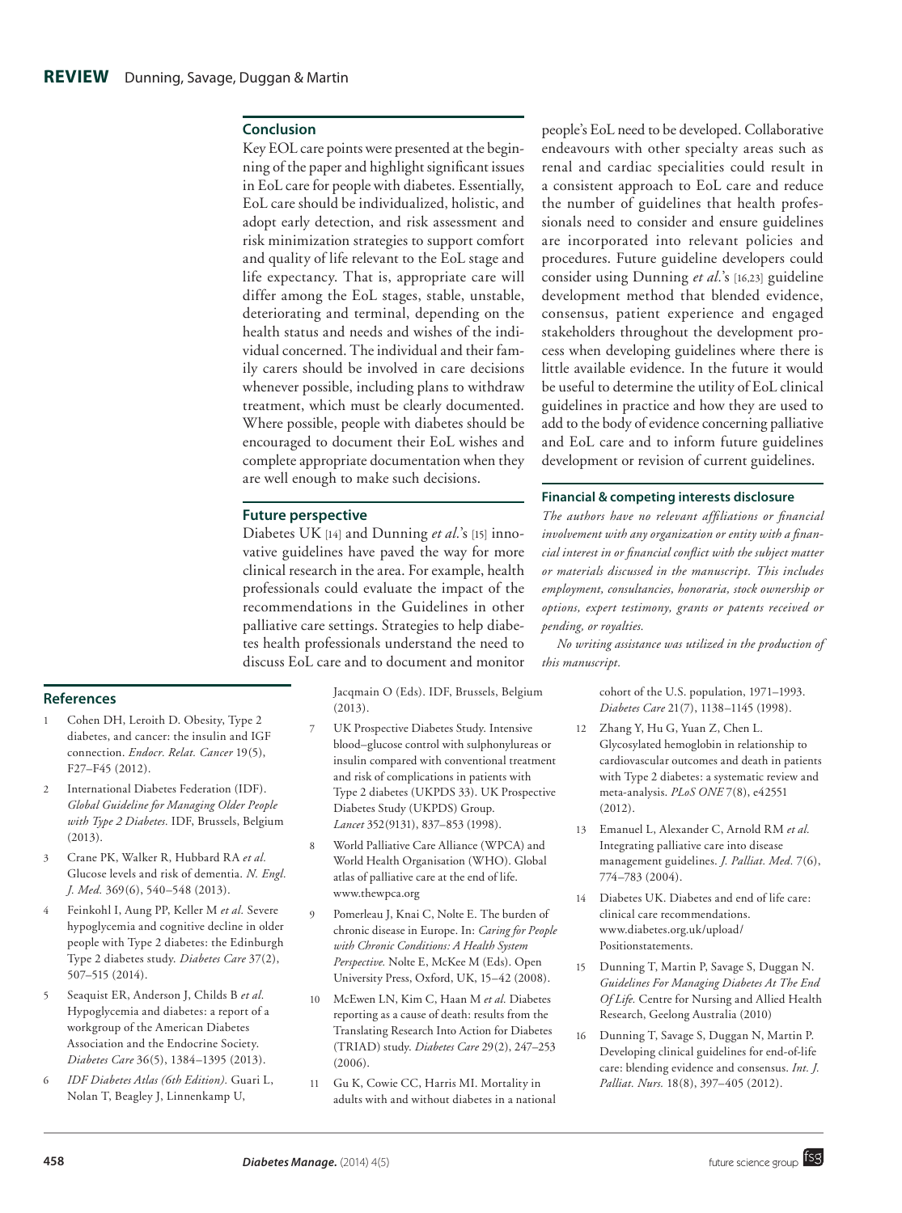## Conclusion

Key EOL care points were presented at the beginning of the paper and highlight significant issues in EoL care for people with diabetes. Essentially, EoL care should be individualized, holistic, and adopt early detection, and risk assessment and risk minimization strategies to support comfort and quality of life relevant to the EoL stage and life expectancy. That is, appropriate care will differ among the EoL stages, stable, unstable, deteriorating and terminal, depending on the health status and needs and wishes of the individual concerned. The individual and their family carers should be involved in care decisions whenever possible, including plans to withdraw treatment, which must be clearly documented. Where possible, people with diabetes should be encouraged to document their EoL wishes and complete appropriate documentation when they are well enough to make such decisions.

## Future perspective

Diabetes UK [14] and Dunning *et al.*'s [15] innovative guidelines have paved the way for more clinical research in the area. For example, health professionals could evaluate the impact of the recommendations in the Guidelines in other palliative care settings. Strategies to help diabetes health professionals understand the need to discuss EoL care and to document and monitor people's EoL need to be developed. Collaborative endeavours with other specialty areas such as renal and cardiac specialities could result in a consistent approach to EoL care and reduce the number of guidelines that health professionals need to consider and ensure guidelines are incorporated into relevant policies and procedures. Future guideline developers could consider using Dunning *et al.*'s [16,23] guideline development method that blended evidence, consensus, patient experience and engaged stakeholders throughout the development process when developing guidelines where there is little available evidence. In the future it would be useful to determine the utility of EoL clinical guidelines in practice and how they are used to add to the body of evidence concerning palliative and EoL care and to inform future guidelines development or revision of current guidelines.

### Financial & competing interests disclosure

*The authors have no relevant affiliations or financial involvement with any organization or entity with a financial interest in or financial conflict with the subject matter or materials discussed in the manuscript. This includes employment, consultancies, honoraria, stock ownership or options, expert testimony, grants or patents received or pending, or royalties.*

*No writing assistance was utilized in the production of this manuscript.*

## References

1. Cohen DH, Leroith D. Obesity, Type 2 diabetes, and cancer: the insulin and IGF connection. *Endocr. Relat. Cancer* 19(5), F27–F45 (2012).
2. International Diabetes Federation (IDF). *Global Guideline for Managing Older People with Type 2 Diabetes.* IDF, Brussels, Belgium (2013).
3. Crane PK, Walker R, Hubbard RA *et al.* Glucose levels and risk of dementia. *N. Engl. J. Med.* 369(6), 540–548 (2013).
4. Feinkohl I, Aung PP, Keller M *et al.* Severe hypoglycemia and cognitive decline in older people with Type 2 diabetes: the Edinburgh Type 2 diabetes study. *Diabetes Care* 37(2), 507–515 (2014).
5. Seaquist ER, Anderson J, Childs B *et al.* Hypoglycemia and diabetes: a report of a workgroup of the American Diabetes Association and the Endocrine Society. *Diabetes Care* 36(5), 1384–1395 (2013).
6. *IDF Diabetes Atlas (6th Edition).* Guari L, Nolan T, Beagley J, Linnenkamp U, Jacqmain O (Eds). IDF, Brussels, Belgium (2013).
7. UK Prospective Diabetes Study. Intensive blood–glucose control with sulphonylureas or insulin compared with conventional treatment and risk of complications in patients with Type 2 diabetes (UKPDS 33). UK Prospective Diabetes Study (UKPDS) Group. *Lancet* 352(9131), 837–853 (1998).
8. World Palliative Care Alliance (WPCA) and World Health Organisation (WHO). Global atlas of palliative care at the end of life. www.thewpca.org
9. Pomerleau J, Knai C, Nolte E. The burden of chronic disease in Europe. In: *Caring for People with Chronic Conditions: A Health System Perspective.* Nolte E, McKee M (Eds). Open University Press, Oxford, UK, 15–42 (2008).
10. McEwen LN, Kim C, Haan M *et al.* Diabetes reporting as a cause of death: results from the Translating Research Into Action for Diabetes (TRIAD) study. *Diabetes Care* 29(2), 247–253 (2006).
11. Gu K, Cowie CC, Harris MI. Mortality in adults with and without diabetes in a national cohort of the U.S. population, 1971–1993. *Diabetes Care* 21(7), 1138–1145 (1998).
12. Zhang Y, Hu G, Yuan Z, Chen L. Glycosylated hemoglobin in relationship to cardiovascular outcomes and death in patients with Type 2 diabetes: a systematic review and meta-analysis. *PLoS ONE* 7(8), e42551 (2012).
13. Emanuel L, Alexander C, Arnold RM *et al.* Integrating palliative care into disease management guidelines. *J. Palliat. Med.* 7(6), 774–783 (2004).
14. Diabetes UK. Diabetes and end of life care: clinical care recommendations. www.diabetes.org.uk/upload/Positionstatements.
15. Dunning T, Martin P, Savage S, Duggan N. *Guidelines For Managing Diabetes At The End Of Life.* Centre for Nursing and Allied Health Research, Geelong Australia (2010)
16. Dunning T, Savage S, Duggan N, Martin P. Developing clinical guidelines for end-of-life care: blending evidence and consensus. *Int. J. Palliat. Nurs.* 18(8), 397–405 (2012).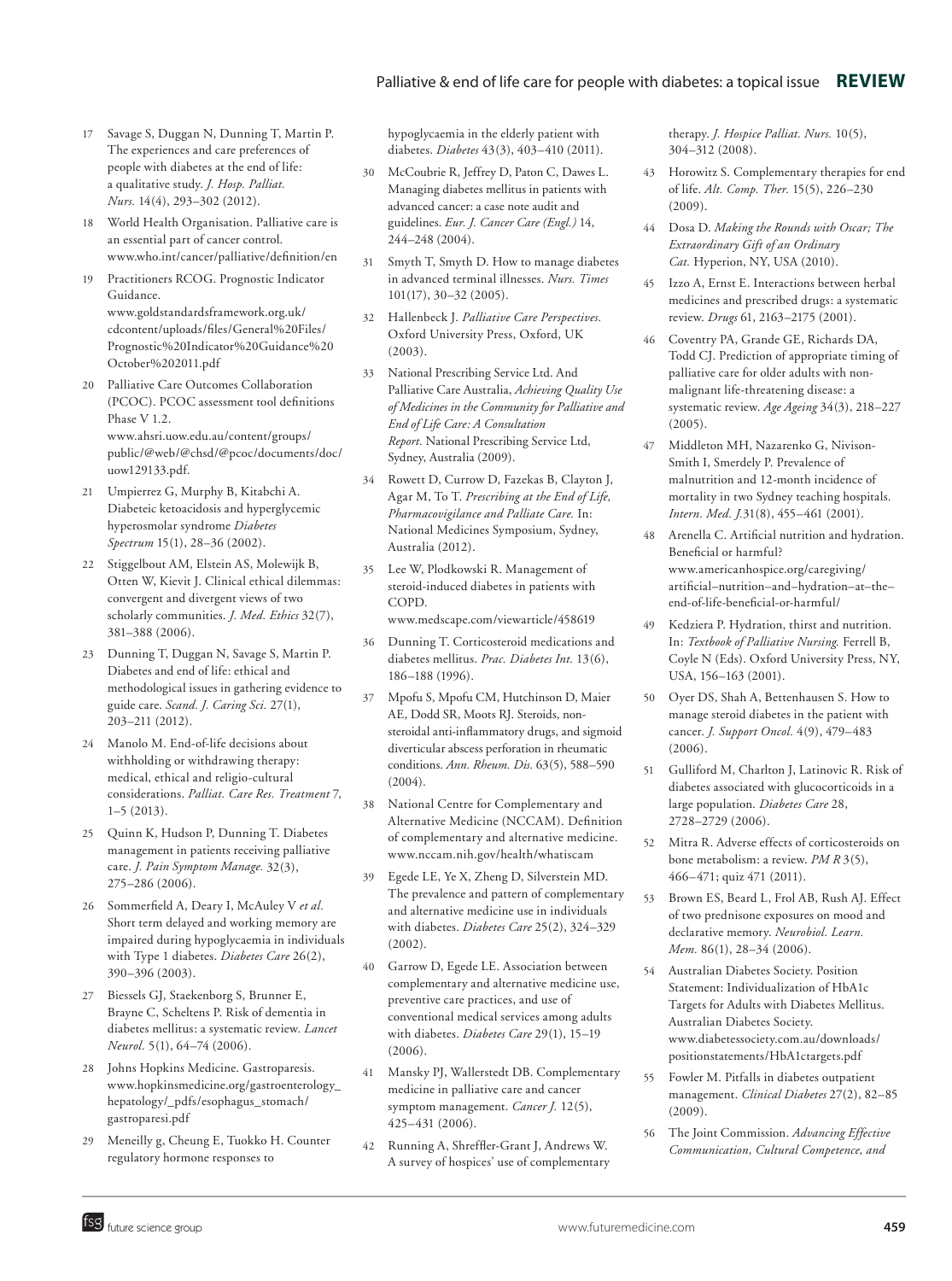17. Savage S, Duggan N, Dunning T, Martin P. The experiences and care preferences of people with diabetes at the end of life: a qualitative study. *J. Hosp. Palliat. Nurs.* 14(4), 293–302 (2012).
18. World Health Organisation. Palliative care is an essential part of cancer control. www.who.int/cancer/palliative/definition/en
19. Practitioners RCOG. Prognostic Indicator Guidance. www.goldstandardsframework.org.uk/cdcontent/uploads/files/General%20Files/Prognostic%20Indicator%20Guidance%20October%202011.pdf
20. Palliative Care Outcomes Collaboration (PCOC). PCOC assessment tool definitions Phase V 1.2. www.ahsri.uow.edu.au/content/groups/public/@web/@chsd/@pcoc/documents/doc/uow129133.pdf.
21. Umpierrez G, Murphy B, Kitabchi A. Diabeteic ketoacidosis and hyperglycemic hyperosmolar syndrome *Diabetes Spectrum* 15(1), 28–36 (2002).
22. Stiggelbout AM, Elstein AS, Molewijk B, Otten W, Kievit J. Clinical ethical dilemmas: convergent and divergent views of two scholarly communities. *J. Med. Ethics* 32(7), 381–388 (2006).
23. Dunning T, Duggan N, Savage S, Martin P. Diabetes and end of life: ethical and methodological issues in gathering evidence to guide care. *Scand. J. Caring Sci.* 27(1), 203–211 (2012).
24. Manolo M. End-of-life decisions about withholding or withdrawing therapy: medical, ethical and religio-cultural considerations. *Palliat. Care Res. Treatment* 7, 1–5 (2013).
25. Quinn K, Hudson P, Dunning T. Diabetes management in patients receiving palliative care. *J. Pain Symptom Manage.* 32(3), 275–286 (2006).
26. Sommerfield A, Deary I, McAuley V *et al.* Short term delayed and working memory are impaired during hypoglycaemia in individuals with Type 1 diabetes. *Diabetes Care* 26(2), 390–396 (2003).
27. Biessels GJ, Staekenborg S, Brunner E, Brayne C, Scheltens P. Risk of dementia in diabetes mellitus: a systematic review. *Lancet Neurol.* 5(1), 64–74 (2006).
28. Johns Hopkins Medicine. Gastroparesis. www.hopkinsmedicine.org/gastroenterology_hepatology/_pdfs/esophagus_stomach/gastroparesi.pdf
29. Meneilly g, Cheung E, Tuokko H. Counter regulatory hormone responses to hypoglycaemia in the elderly patient with diabetes. *Diabetes* 43(3), 403–410 (2011).
30. McCoubrie R, Jeffrey D, Paton C, Dawes L. Managing diabetes mellitus in patients with advanced cancer: a case note audit and guidelines. *Eur. J. Cancer Care (Engl.)* 14, 244–248 (2004).
31. Smyth T, Smyth D. How to manage diabetes in advanced terminal illnesses. *Nurs. Times* 101(17), 30–32 (2005).
32. Hallenbeck J. *Palliative Care Perspectives.* Oxford University Press, Oxford, UK (2003).
33. National Prescribing Service Ltd. And Palliative Care Australia, *Achieving Quality Use of Medicines in the Community for Palliative and End of Life Care: A Consultation Report.* National Prescribing Service Ltd, Sydney, Australia (2009).
34. Rowett D, Currow D, Fazekas B, Clayton J, Agar M, To T. *Prescribing at the End of Life, Pharmacovigilance and Palliate Care.* In: National Medicines Symposium, Sydney, Australia (2012).
35. Lee W, Plodkowski R. Management of steroid-induced diabetes in patients with COPD. www.medscape.com/viewarticle/458619
36. Dunning T. Corticosteroid medications and diabetes mellitus. *Prac. Diabetes Int.* 13(6), 186–188 (1996).
37. Mpofu S, Mpofu CM, Hutchinson D, Maier AE, Dodd SR, Moots RJ. Steroids, non-steroidal anti-inflammatory drugs, and sigmoid diverticular abscess perforation in rheumatic conditions. *Ann. Rheum. Dis.* 63(5), 588–590 (2004).
38. National Centre for Complementary and Alternative Medicine (NCCAM). Definition of complementary and alternative medicine. www.nccam.nih.gov/health/whatiscam
39. Egede LE, Ye X, Zheng D, Silverstein MD. The prevalence and pattern of complementary and alternative medicine use in individuals with diabetes. *Diabetes Care* 25(2), 324–329 (2002).
40. Garrow D, Egede LE. Association between complementary and alternative medicine use, preventive care practices, and use of conventional medical services among adults with diabetes. *Diabetes Care* 29(1), 15–19 (2006).
41. Mansky PJ, Wallerstedt DB. Complementary medicine in palliative care and cancer symptom management. *Cancer J.* 12(5), 425–431 (2006).
42. Running A, Shreffler-Grant J, Andrews W. A survey of hospices' use of complementary therapy. *J. Hospice Palliat. Nurs.* 10(5), 304–312 (2008).
43. Horowitz S. Complementary therapies for end of life. *Alt. Comp. Ther.* 15(5), 226–230 (2009).
44. Dosa D. *Making the Rounds with Oscar; The Extraordinary Gift of an Ordinary Cat.* Hyperion, NY, USA (2010).
45. Izzo A, Ernst E. Interactions between herbal medicines and prescribed drugs: a systematic review. *Drugs* 61, 2163–2175 (2001).
46. Coventry PA, Grande GE, Richards DA, Todd CJ. Prediction of appropriate timing of palliative care for older adults with non-malignant life-threatening disease: a systematic review. *Age Ageing* 34(3), 218–227 (2005).
47. Middleton MH, Nazarenko G, Nivison-Smith I, Smerdely P. Prevalence of malnutrition and 12-month incidence of mortality in two Sydney teaching hospitals. *Intern. Med. J.*31(8), 455–461 (2001).
48. Arenella C. Artificial nutrition and hydration. Beneficial or harmful? www.americanhospice.org/caregiving/artificial–nutrition–and–hydration–at–the–end-of-life-beneficial-or-harmful/
49. Kedziera P. Hydration, thirst and nutrition. In: *Textbook of Palliative Nursing.* Ferrell B, Coyle N (Eds). Oxford University Press, NY, USA, 156–163 (2001).
50. Oyer DS, Shah A, Bettenhausen S. How to manage steroid diabetes in the patient with cancer. *J. Support Oncol.* 4(9), 479–483 (2006).
51. Gulliford M, Charlton J, Latinovic R. Risk of diabetes associated with glucocorticoids in a large population. *Diabetes Care* 28, 2728–2729 (2006).
52. Mitra R. Adverse effects of corticosteroids on bone metabolism: a review. *PM R* 3(5), 466–471; quiz 471 (2011).
53. Brown ES, Beard L, Frol AB, Rush AJ. Effect of two prednisone exposures on mood and declarative memory. *Neurobiol. Learn. Mem.* 86(1), 28–34 (2006).
54. Australian Diabetes Society. Position Statement: Individualization of HbA1c Targets for Adults with Diabetes Mellitus. Australian Diabetes Society. www.diabetessociety.com.au/downloads/positionstatements/HbA1ctargets.pdf
55. Fowler M. Pitfalls in diabetes outpatient management. *Clinical Diabetes* 27(2), 82–85 (2009).
56. The Joint Commission. *Advancing Effective Communication, Cultural Competence, and*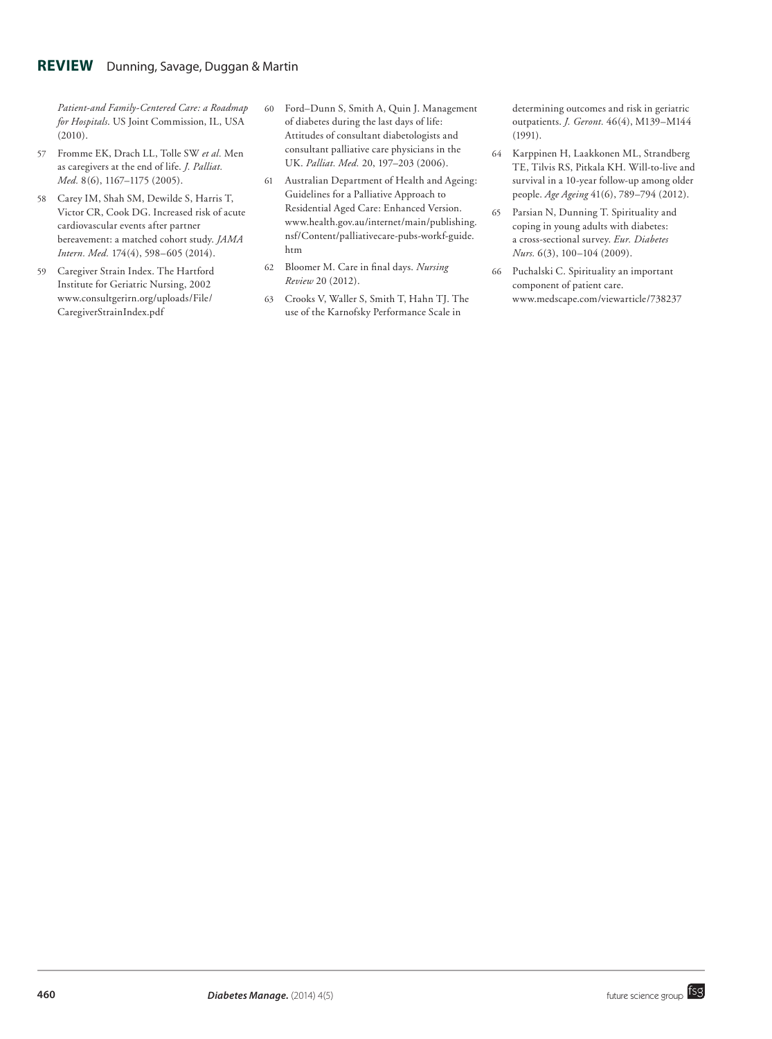*Patient-and Family-Centered Care: a Roadmap for Hospitals.* US Joint Commission, IL, USA (2010).

57 Fromme EK, Drach LL, Tolle SW *et al.* Men as caregivers at the end of life. *J. Palliat. Med.* 8(6), 1167–1175 (2005).

58 Carey IM, Shah SM, Dewilde S, Harris T, Victor CR, Cook DG. Increased risk of acute cardiovascular events after partner bereavement: a matched cohort study. *JAMA Intern. Med.* 174(4), 598–605 (2014).

59 Caregiver Strain Index. The Hartford Institute for Geriatric Nursing, 2002 www.consultgerirn.org/uploads/File/CaregiverStrainIndex.pdf

60 Ford–Dunn S, Smith A, Quin J. Management of diabetes during the last days of life: Attitudes of consultant diabetologists and consultant palliative care physicians in the UK. *Palliat. Med.* 20, 197–203 (2006).

61 Australian Department of Health and Ageing: Guidelines for a Palliative Approach to Residential Aged Care: Enhanced Version. www.health.gov.au/internet/main/publishing.nsf/Content/palliativecare-pubs-workf-guide.htm

62 Bloomer M. Care in final days. *Nursing Review* 20 (2012).

63 Crooks V, Waller S, Smith T, Hahn TJ. The use of the Karnofsky Performance Scale in determining outcomes and risk in geriatric outpatients. *J. Geront.* 46(4), M139–M144 (1991).

64 Karppinen H, Laakkonen ML, Strandberg TE, Tilvis RS, Pitkala KH. Will-to-live and survival in a 10-year follow-up among older people. *Age Ageing* 41(6), 789–794 (2012).

65 Parsian N, Dunning T. Spirituality and coping in young adults with diabetes: a cross-sectional survey. *Eur. Diabetes Nurs.* 6(3), 100–104 (2009).

66 Puchalski C. Spirituality an important component of patient care. www.medscape.com/viewarticle/738237